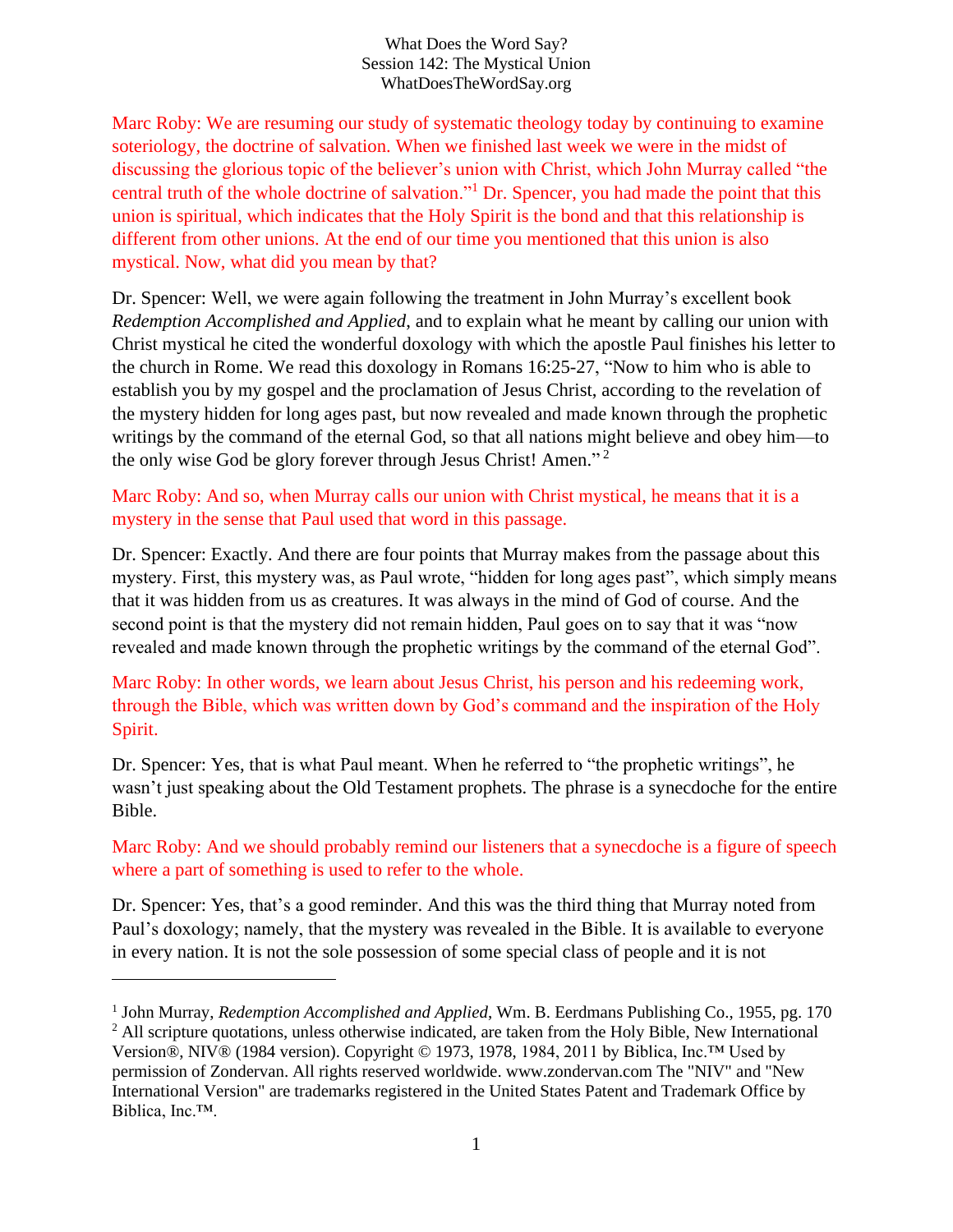What Does the Word Say?
Session 142: The Mystical Union
WhatDoesTheWordSay.org

Marc Roby: We are resuming our study of systematic theology today by continuing to examine soteriology, the doctrine of salvation. When we finished last week we were in the midst of discussing the glorious topic of the believer's union with Christ, which John Murray called "the central truth of the whole doctrine of salvation."[1] Dr. Spencer, you had made the point that this union is spiritual, which indicates that the Holy Spirit is the bond and that this relationship is different from other unions. At the end of our time you mentioned that this union is also mystical. Now, what did you mean by that?

Dr. Spencer: Well, we were again following the treatment in John Murray's excellent book *Redemption Accomplished and Applied*, and to explain what he meant by calling our union with Christ mystical he cited the wonderful doxology with which the apostle Paul finishes his letter to the church in Rome. We read this doxology in Romans 16:25-27, "Now to him who is able to establish you by my gospel and the proclamation of Jesus Christ, according to the revelation of the mystery hidden for long ages past, but now revealed and made known through the prophetic writings by the command of the eternal God, so that all nations might believe and obey him—to the only wise God be glory forever through Jesus Christ! Amen." [2]

Marc Roby: And so, when Murray calls our union with Christ mystical, he means that it is a mystery in the sense that Paul used that word in this passage.

Dr. Spencer: Exactly. And there are four points that Murray makes from the passage about this mystery. First, this mystery was, as Paul wrote, "hidden for long ages past", which simply means that it was hidden from us as creatures. It was always in the mind of God of course. And the second point is that the mystery did not remain hidden, Paul goes on to say that it was "now revealed and made known through the prophetic writings by the command of the eternal God".

Marc Roby: In other words, we learn about Jesus Christ, his person and his redeeming work, through the Bible, which was written down by God's command and the inspiration of the Holy Spirit.

Dr. Spencer: Yes, that is what Paul meant. When he referred to "the prophetic writings", he wasn't just speaking about the Old Testament prophets. The phrase is a synecdoche for the entire Bible.

Marc Roby: And we should probably remind our listeners that a synecdoche is a figure of speech where a part of something is used to refer to the whole.

Dr. Spencer: Yes, that's a good reminder. And this was the third thing that Murray noted from Paul's doxology; namely, that the mystery was revealed in the Bible. It is available to everyone in every nation. It is not the sole possession of some special class of people and it is not

---

[1] John Murray, *Redemption Accomplished and Applied*, Wm. B. Eerdmans Publishing Co., 1955, pg. 170

[2] All scripture quotations, unless otherwise indicated, are taken from the Holy Bible, New International Version®, NIV® (1984 version). Copyright © 1973, 1978, 1984, 2011 by Biblica, Inc.™ Used by permission of Zondervan. All rights reserved worldwide. www.zondervan.com The "NIV" and "New International Version" are trademarks registered in the United States Patent and Trademark Office by Biblica, Inc.™.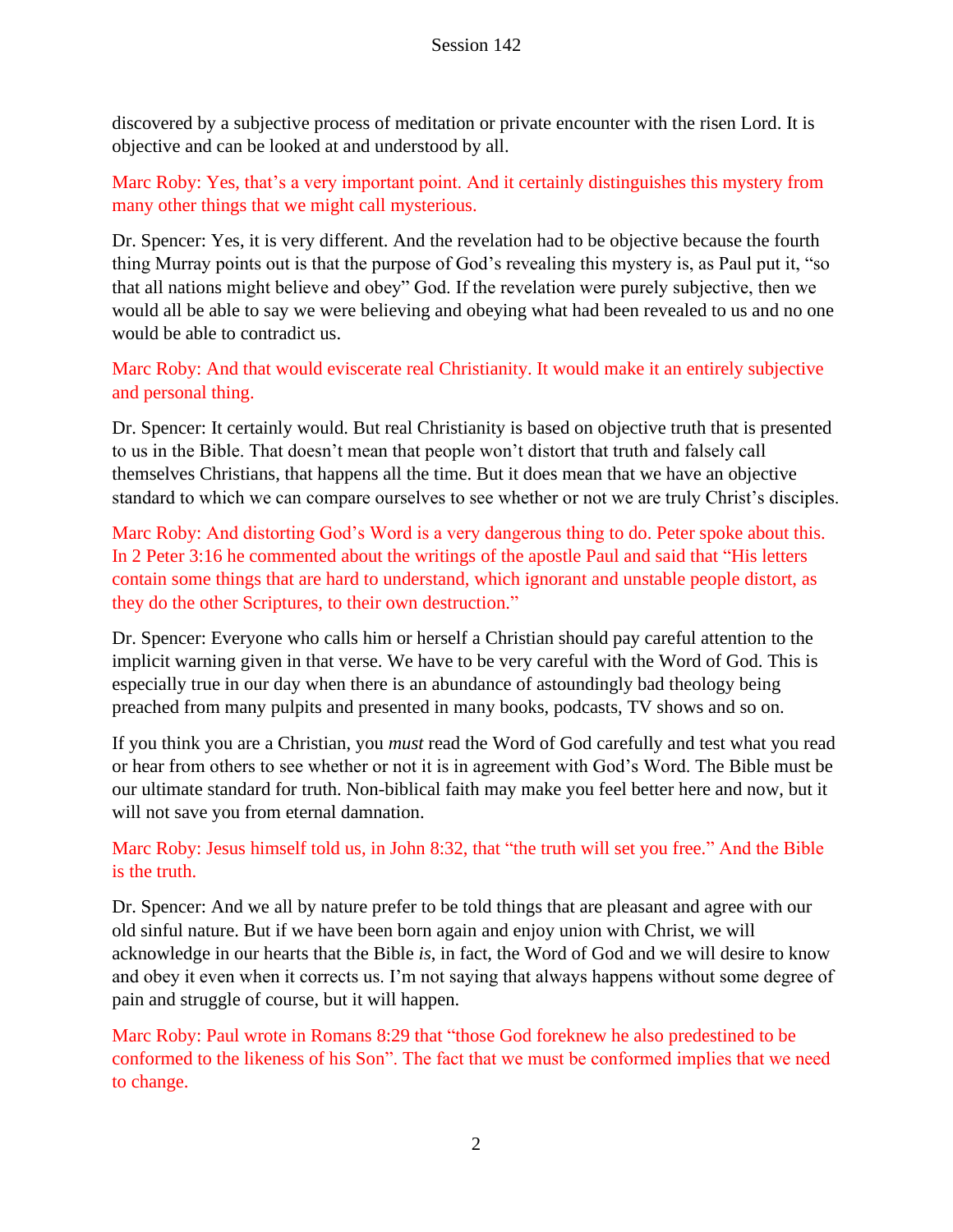discovered by a subjective process of meditation or private encounter with the risen Lord. It is objective and can be looked at and understood by all.

Marc Roby: Yes, that's a very important point. And it certainly distinguishes this mystery from many other things that we might call mysterious.

Dr. Spencer: Yes, it is very different. And the revelation had to be objective because the fourth thing Murray points out is that the purpose of God's revealing this mystery is, as Paul put it, "so that all nations might believe and obey" God. If the revelation were purely subjective, then we would all be able to say we were believing and obeying what had been revealed to us and no one would be able to contradict us.

Marc Roby: And that would eviscerate real Christianity. It would make it an entirely subjective and personal thing.

Dr. Spencer: It certainly would. But real Christianity is based on objective truth that is presented to us in the Bible. That doesn't mean that people won't distort that truth and falsely call themselves Christians, that happens all the time. But it does mean that we have an objective standard to which we can compare ourselves to see whether or not we are truly Christ's disciples.

Marc Roby: And distorting God's Word is a very dangerous thing to do. Peter spoke about this. In 2 Peter 3:16 he commented about the writings of the apostle Paul and said that "His letters contain some things that are hard to understand, which ignorant and unstable people distort, as they do the other Scriptures, to their own destruction."

Dr. Spencer: Everyone who calls him or herself a Christian should pay careful attention to the implicit warning given in that verse. We have to be very careful with the Word of God. This is especially true in our day when there is an abundance of astoundingly bad theology being preached from many pulpits and presented in many books, podcasts, TV shows and so on.

If you think you are a Christian, you *must* read the Word of God carefully and test what you read or hear from others to see whether or not it is in agreement with God's Word. The Bible must be our ultimate standard for truth. Non-biblical faith may make you feel better here and now, but it will not save you from eternal damnation.

Marc Roby: Jesus himself told us, in John 8:32, that "the truth will set you free." And the Bible is the truth.

Dr. Spencer: And we all by nature prefer to be told things that are pleasant and agree with our old sinful nature. But if we have been born again and enjoy union with Christ, we will acknowledge in our hearts that the Bible *is*, in fact, the Word of God and we will desire to know and obey it even when it corrects us. I'm not saying that always happens without some degree of pain and struggle of course, but it will happen.

Marc Roby: Paul wrote in Romans 8:29 that "those God foreknew he also predestined to be conformed to the likeness of his Son". The fact that we must be conformed implies that we need to change.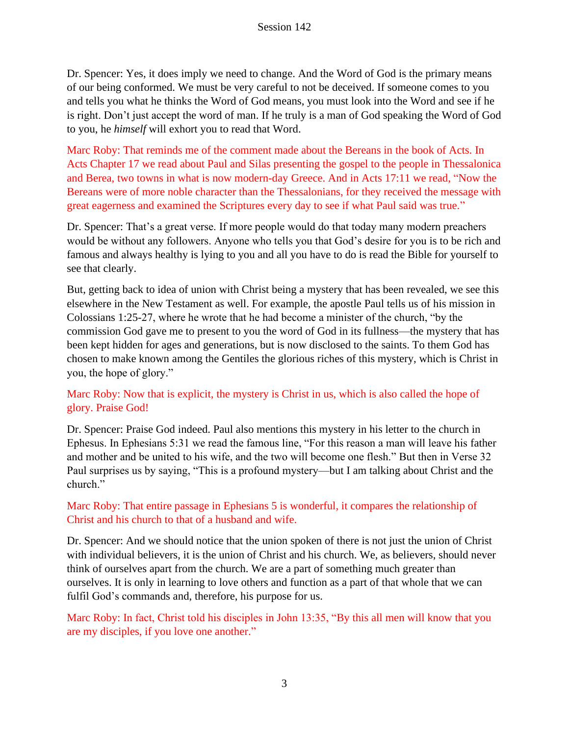Dr. Spencer: Yes, it does imply we need to change. And the Word of God is the primary means of our being conformed. We must be very careful to not be deceived. If someone comes to you and tells you what he thinks the Word of God means, you must look into the Word and see if he is right. Don't just accept the word of man. If he truly is a man of God speaking the Word of God to you, he *himself* will exhort you to read that Word.

Marc Roby: That reminds me of the comment made about the Bereans in the book of Acts. In Acts Chapter 17 we read about Paul and Silas presenting the gospel to the people in Thessalonica and Berea, two towns in what is now modern-day Greece. And in Acts 17:11 we read, "Now the Bereans were of more noble character than the Thessalonians, for they received the message with great eagerness and examined the Scriptures every day to see if what Paul said was true."

Dr. Spencer: That's a great verse. If more people would do that today many modern preachers would be without any followers. Anyone who tells you that God's desire for you is to be rich and famous and always healthy is lying to you and all you have to do is read the Bible for yourself to see that clearly.

But, getting back to idea of union with Christ being a mystery that has been revealed, we see this elsewhere in the New Testament as well. For example, the apostle Paul tells us of his mission in Colossians 1:25-27, where he wrote that he had become a minister of the church, "by the commission God gave me to present to you the word of God in its fullness—the mystery that has been kept hidden for ages and generations, but is now disclosed to the saints. To them God has chosen to make known among the Gentiles the glorious riches of this mystery, which is Christ in you, the hope of glory."

Marc Roby: Now that is explicit, the mystery is Christ in us, which is also called the hope of glory. Praise God!

Dr. Spencer: Praise God indeed. Paul also mentions this mystery in his letter to the church in Ephesus. In Ephesians 5:31 we read the famous line, "For this reason a man will leave his father and mother and be united to his wife, and the two will become one flesh." But then in Verse 32 Paul surprises us by saying, "This is a profound mystery—but I am talking about Christ and the church."

Marc Roby: That entire passage in Ephesians 5 is wonderful, it compares the relationship of Christ and his church to that of a husband and wife.

Dr. Spencer: And we should notice that the union spoken of there is not just the union of Christ with individual believers, it is the union of Christ and his church. We, as believers, should never think of ourselves apart from the church. We are a part of something much greater than ourselves. It is only in learning to love others and function as a part of that whole that we can fulfil God's commands and, therefore, his purpose for us.

Marc Roby: In fact, Christ told his disciples in John 13:35, "By this all men will know that you are my disciples, if you love one another."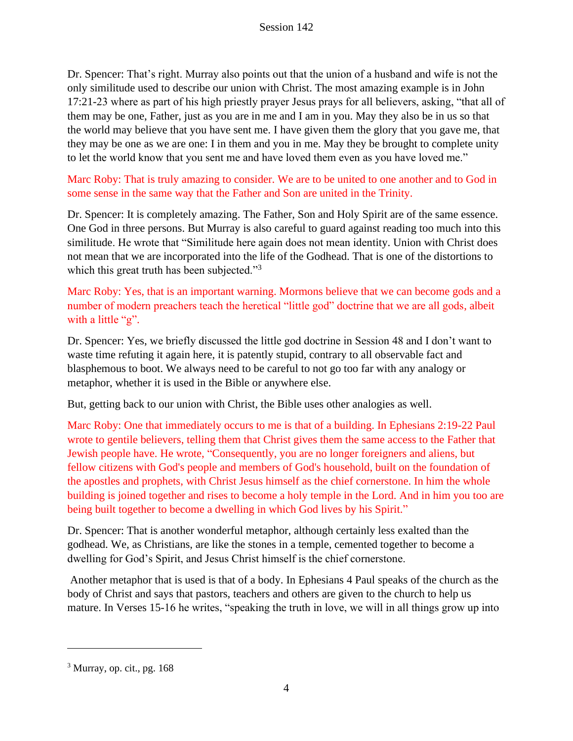Dr. Spencer: That's right. Murray also points out that the union of a husband and wife is not the only similitude used to describe our union with Christ. The most amazing example is in John 17:21-23 where as part of his high priestly prayer Jesus prays for all believers, asking, "that all of them may be one, Father, just as you are in me and I am in you. May they also be in us so that the world may believe that you have sent me. I have given them the glory that you gave me, that they may be one as we are one: I in them and you in me. May they be brought to complete unity to let the world know that you sent me and have loved them even as you have loved me."

Marc Roby: That is truly amazing to consider. We are to be united to one another and to God in some sense in the same way that the Father and Son are united in the Trinity.

Dr. Spencer: It is completely amazing. The Father, Son and Holy Spirit are of the same essence. One God in three persons. But Murray is also careful to guard against reading too much into this similitude. He wrote that "Similitude here again does not mean identity. Union with Christ does not mean that we are incorporated into the life of the Godhead. That is one of the distortions to which this great truth has been subjected."[3]

Marc Roby: Yes, that is an important warning. Mormons believe that we can become gods and a number of modern preachers teach the heretical "little god" doctrine that we are all gods, albeit with a little "g".

Dr. Spencer: Yes, we briefly discussed the little god doctrine in Session 48 and I don't want to waste time refuting it again here, it is patently stupid, contrary to all observable fact and blasphemous to boot. We always need to be careful to not go too far with any analogy or metaphor, whether it is used in the Bible or anywhere else.

But, getting back to our union with Christ, the Bible uses other analogies as well.

Marc Roby: One that immediately occurs to me is that of a building. In Ephesians 2:19-22 Paul wrote to gentile believers, telling them that Christ gives them the same access to the Father that Jewish people have. He wrote, "Consequently, you are no longer foreigners and aliens, but fellow citizens with God's people and members of God's household, built on the foundation of the apostles and prophets, with Christ Jesus himself as the chief cornerstone. In him the whole building is joined together and rises to become a holy temple in the Lord. And in him you too are being built together to become a dwelling in which God lives by his Spirit."

Dr. Spencer: That is another wonderful metaphor, although certainly less exalted than the godhead. We, as Christians, are like the stones in a temple, cemented together to become a dwelling for God's Spirit, and Jesus Christ himself is the chief cornerstone.

Another metaphor that is used is that of a body. In Ephesians 4 Paul speaks of the church as the body of Christ and says that pastors, teachers and others are given to the church to help us mature. In Verses 15-16 he writes, "speaking the truth in love, we will in all things grow up into

---

[3] Murray, op. cit., pg. 168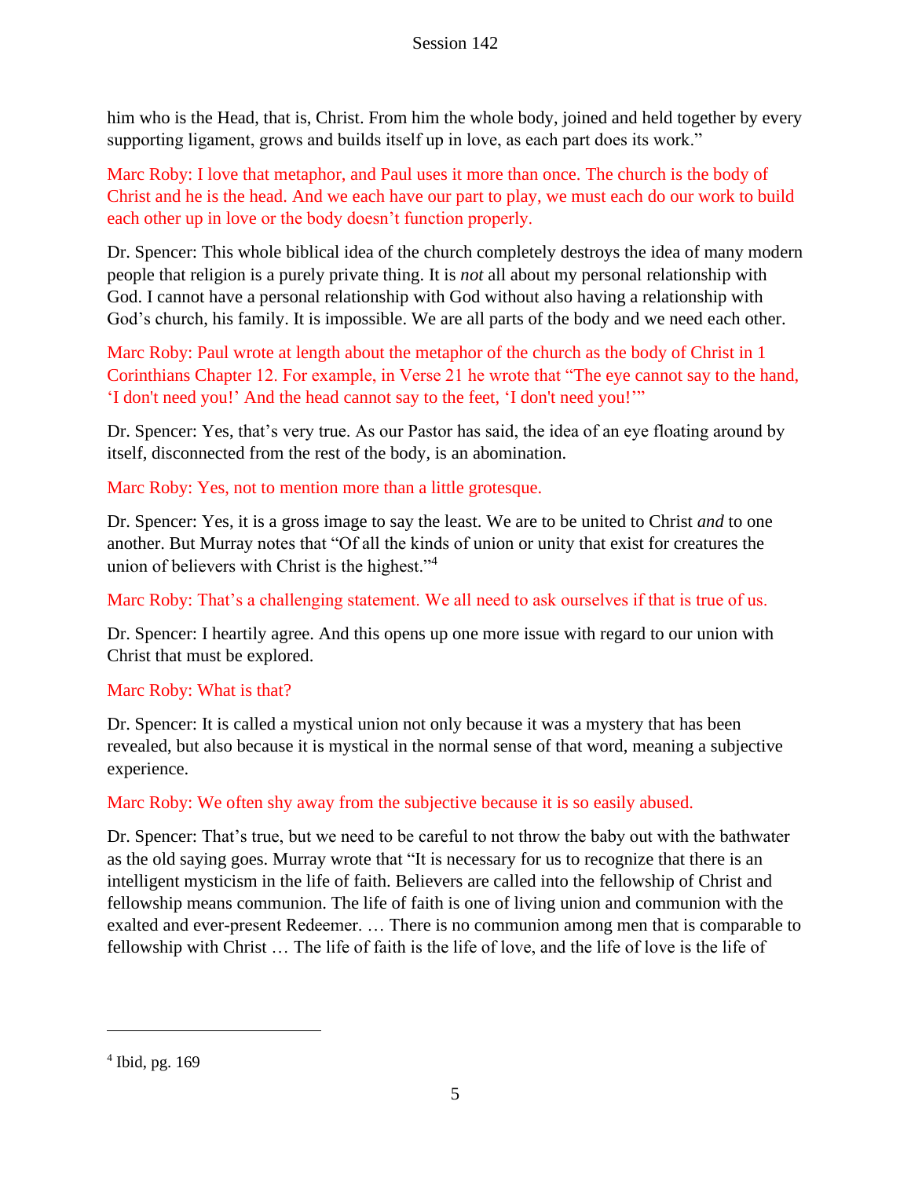him who is the Head, that is, Christ. From him the whole body, joined and held together by every supporting ligament, grows and builds itself up in love, as each part does its work."

Marc Roby: I love that metaphor, and Paul uses it more than once. The church is the body of Christ and he is the head. And we each have our part to play, we must each do our work to build each other up in love or the body doesn't function properly.

Dr. Spencer: This whole biblical idea of the church completely destroys the idea of many modern people that religion is a purely private thing. It is *not* all about my personal relationship with God. I cannot have a personal relationship with God without also having a relationship with God's church, his family. It is impossible. We are all parts of the body and we need each other.

Marc Roby: Paul wrote at length about the metaphor of the church as the body of Christ in 1 Corinthians Chapter 12. For example, in Verse 21 he wrote that "The eye cannot say to the hand, 'I don't need you!' And the head cannot say to the feet, 'I don't need you!'"

Dr. Spencer: Yes, that's very true. As our Pastor has said, the idea of an eye floating around by itself, disconnected from the rest of the body, is an abomination.

Marc Roby: Yes, not to mention more than a little grotesque.

Dr. Spencer: Yes, it is a gross image to say the least. We are to be united to Christ *and* to one another. But Murray notes that "Of all the kinds of union or unity that exist for creatures the union of believers with Christ is the highest."[4]

Marc Roby: That's a challenging statement. We all need to ask ourselves if that is true of us.

Dr. Spencer: I heartily agree. And this opens up one more issue with regard to our union with Christ that must be explored.

Marc Roby: What is that?

Dr. Spencer: It is called a mystical union not only because it was a mystery that has been revealed, but also because it is mystical in the normal sense of that word, meaning a subjective experience.

Marc Roby: We often shy away from the subjective because it is so easily abused.

Dr. Spencer: That's true, but we need to be careful to not throw the baby out with the bathwater as the old saying goes. Murray wrote that "It is necessary for us to recognize that there is an intelligent mysticism in the life of faith. Believers are called into the fellowship of Christ and fellowship means communion. The life of faith is one of living union and communion with the exalted and ever-present Redeemer. … There is no communion among men that is comparable to fellowship with Christ … The life of faith is the life of love, and the life of love is the life of

---

[4] Ibid, pg. 169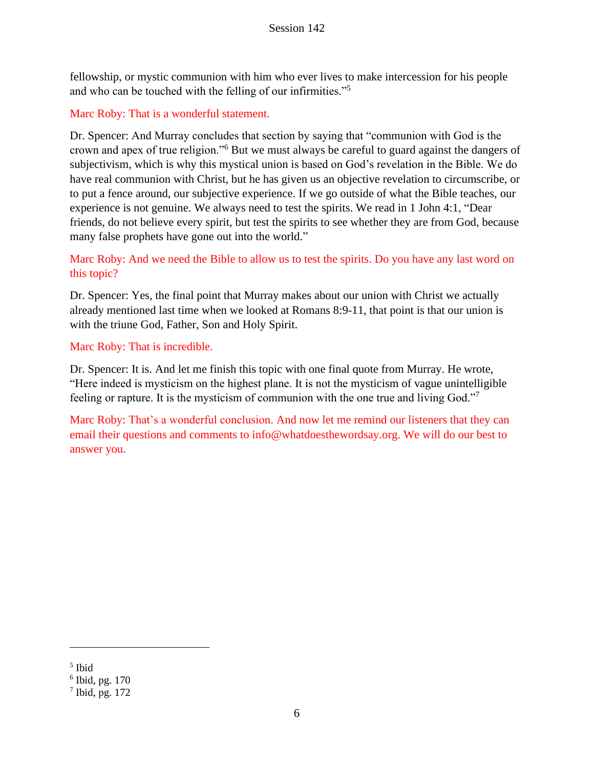fellowship, or mystic communion with him who ever lives to make intercession for his people and who can be touched with the felling of our infirmities."[5]

Marc Roby: That is a wonderful statement.

Dr. Spencer: And Murray concludes that section by saying that "communion with God is the crown and apex of true religion."[6] But we must always be careful to guard against the dangers of subjectivism, which is why this mystical union is based on God's revelation in the Bible. We do have real communion with Christ, but he has given us an objective revelation to circumscribe, or to put a fence around, our subjective experience. If we go outside of what the Bible teaches, our experience is not genuine. We always need to test the spirits. We read in 1 John 4:1, "Dear friends, do not believe every spirit, but test the spirits to see whether they are from God, because many false prophets have gone out into the world."

Marc Roby: And we need the Bible to allow us to test the spirits. Do you have any last word on this topic?

Dr. Spencer: Yes, the final point that Murray makes about our union with Christ we actually already mentioned last time when we looked at Romans 8:9-11, that point is that our union is with the triune God, Father, Son and Holy Spirit.

Marc Roby: That is incredible.

Dr. Spencer: It is. And let me finish this topic with one final quote from Murray. He wrote, "Here indeed is mysticism on the highest plane. It is not the mysticism of vague unintelligible feeling or rapture. It is the mysticism of communion with the one true and living God."[7]

Marc Roby: That's a wonderful conclusion. And now let me remind our listeners that they can email their questions and comments to info@whatdoesthewordsay.org. We will do our best to answer you.

---

[5] Ibid

[6] Ibid, pg. 170

[7] Ibid, pg. 172